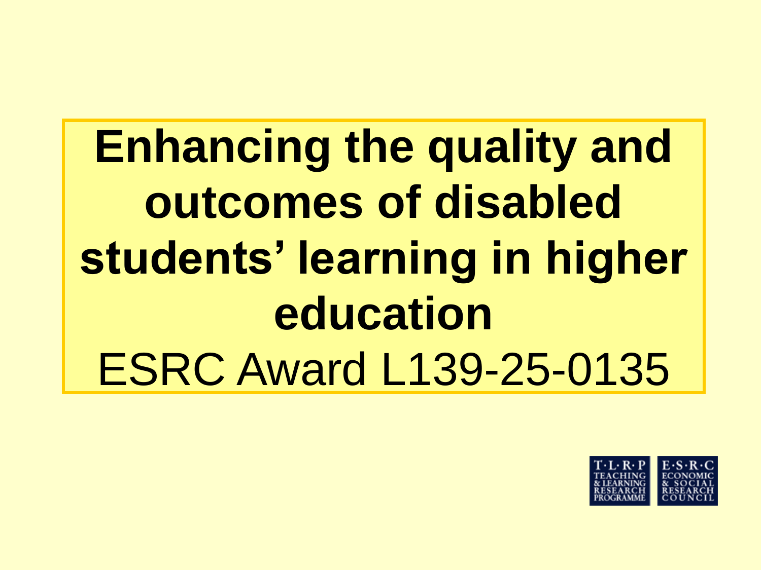# Enhancing the quality and outcomes of disabled students' learning in higher education

ESRC Award L139-25-0135

T·L·R·P TEACHING & LEARNING RESEARCH PROGRAMME

E·S·R·C ECONOMIC & SOCIAL RESEARCH COUNCIL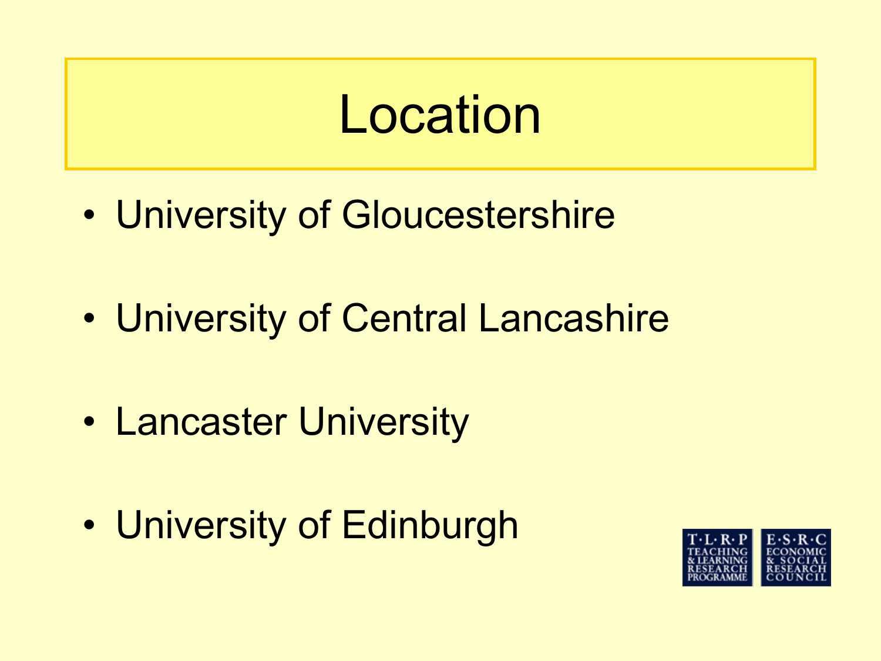# Location

- University of Gloucestershire
- University of Central Lancashire
- Lancaster University
- University of Edinburgh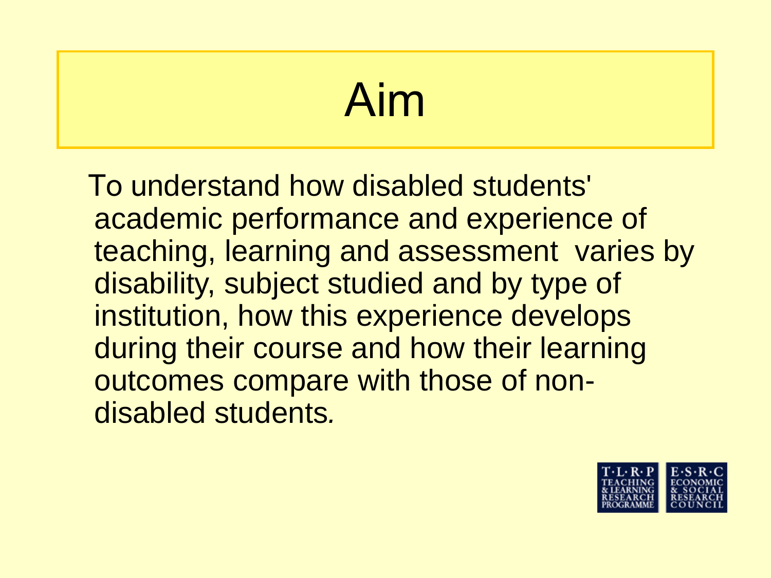# Aim

To understand how disabled students' academic performance and experience of teaching, learning and assessment varies by disability, subject studied and by type of institution, how this experience develops during their course and how their learning outcomes compare with those of non-disabled students.

T·L·R·P TEACHING & LEARNING RESEARCH PROGRAMME

E·S·R·C ECONOMIC & SOCIAL RESEARCH COUNCIL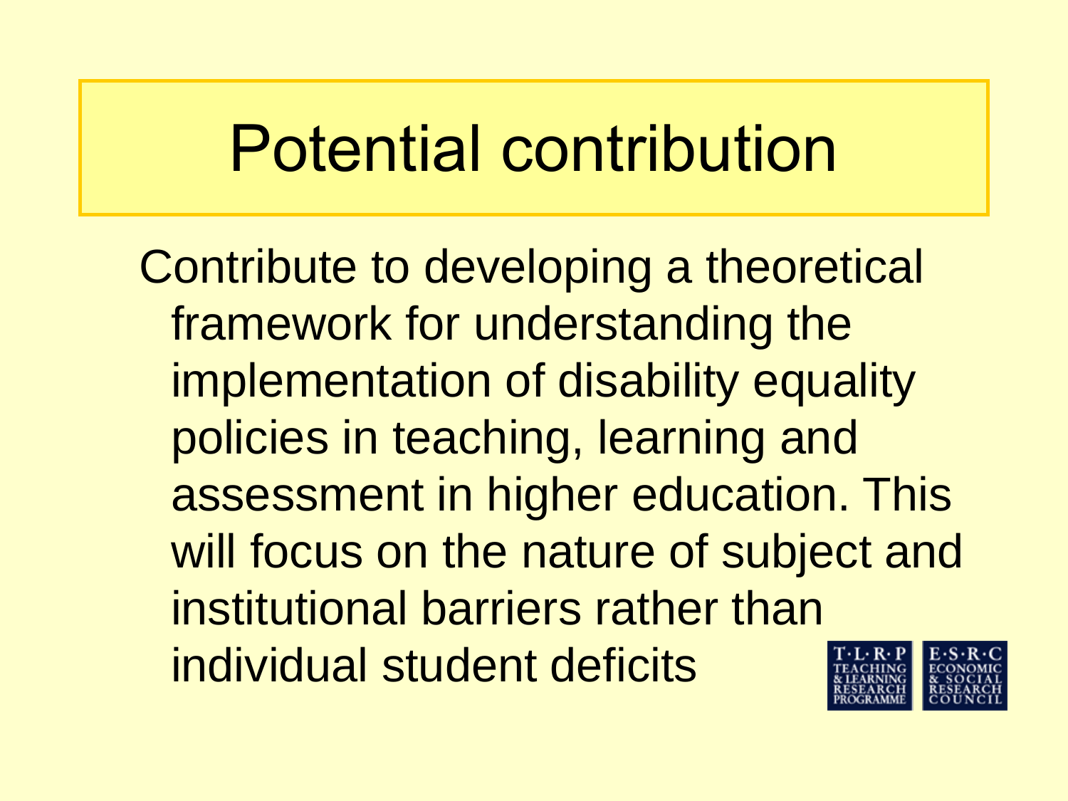# Potential contribution

Contribute to developing a theoretical framework for understanding the implementation of disability equality policies in teaching, learning and assessment in higher education. This will focus on the nature of subject and institutional barriers rather than individual student deficits

T·L·R·P TEACHING & LEARNING RESEARCH PROGRAMME

E·S·R·C ECONOMIC & SOCIAL RESEARCH COUNCIL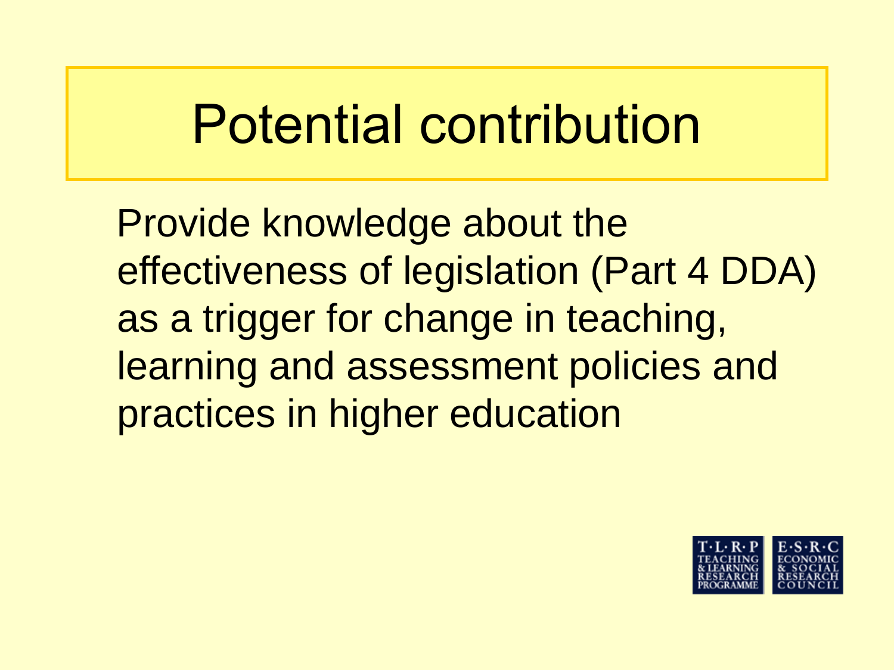# Potential contribution

Provide knowledge about the effectiveness of legislation (Part 4 DDA) as a trigger for change in teaching, learning and assessment policies and practices in higher education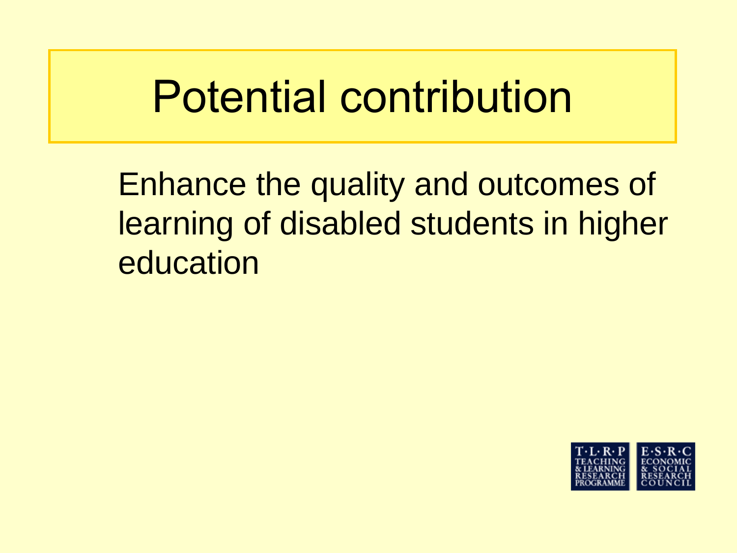# Potential contribution

Enhance the quality and outcomes of learning of disabled students in higher education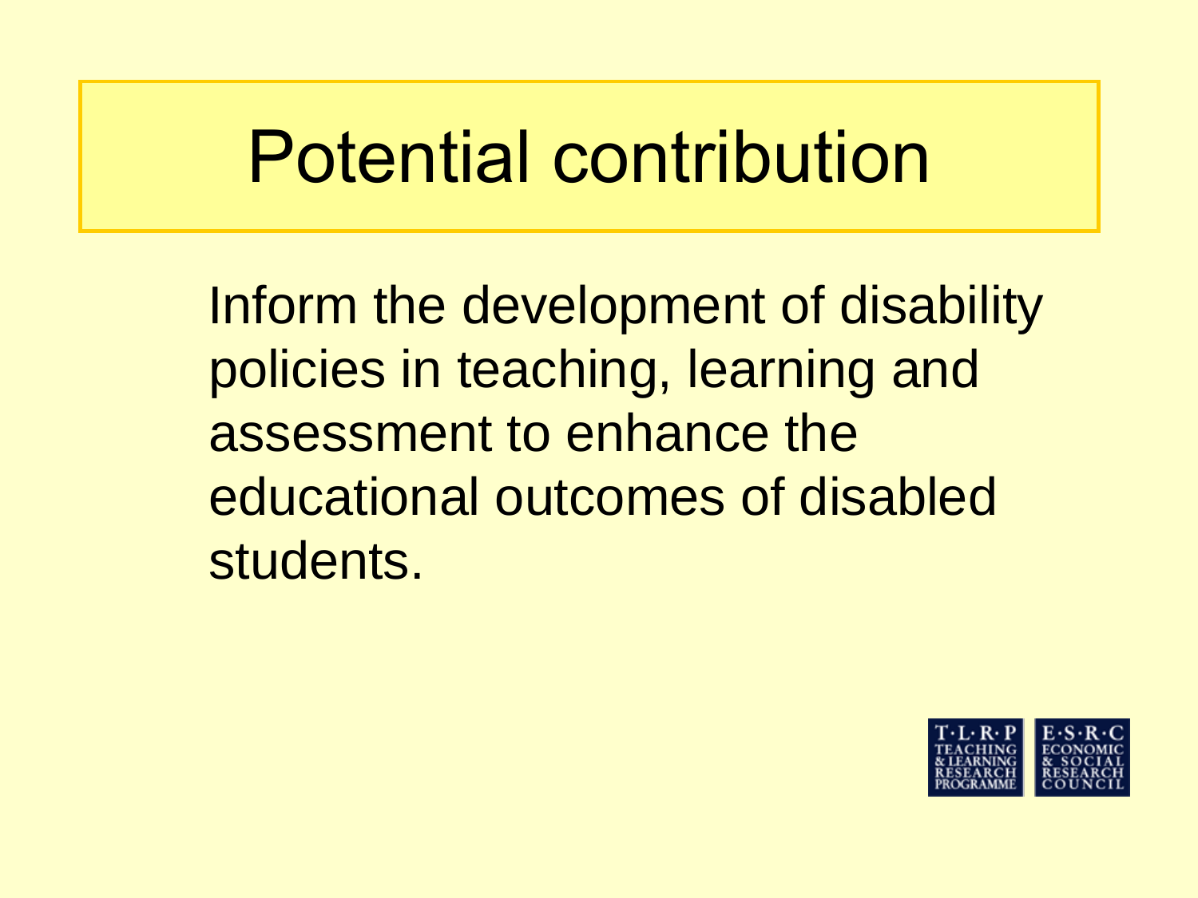# Potential contribution

Inform the development of disability policies in teaching, learning and assessment to enhance the educational outcomes of disabled students.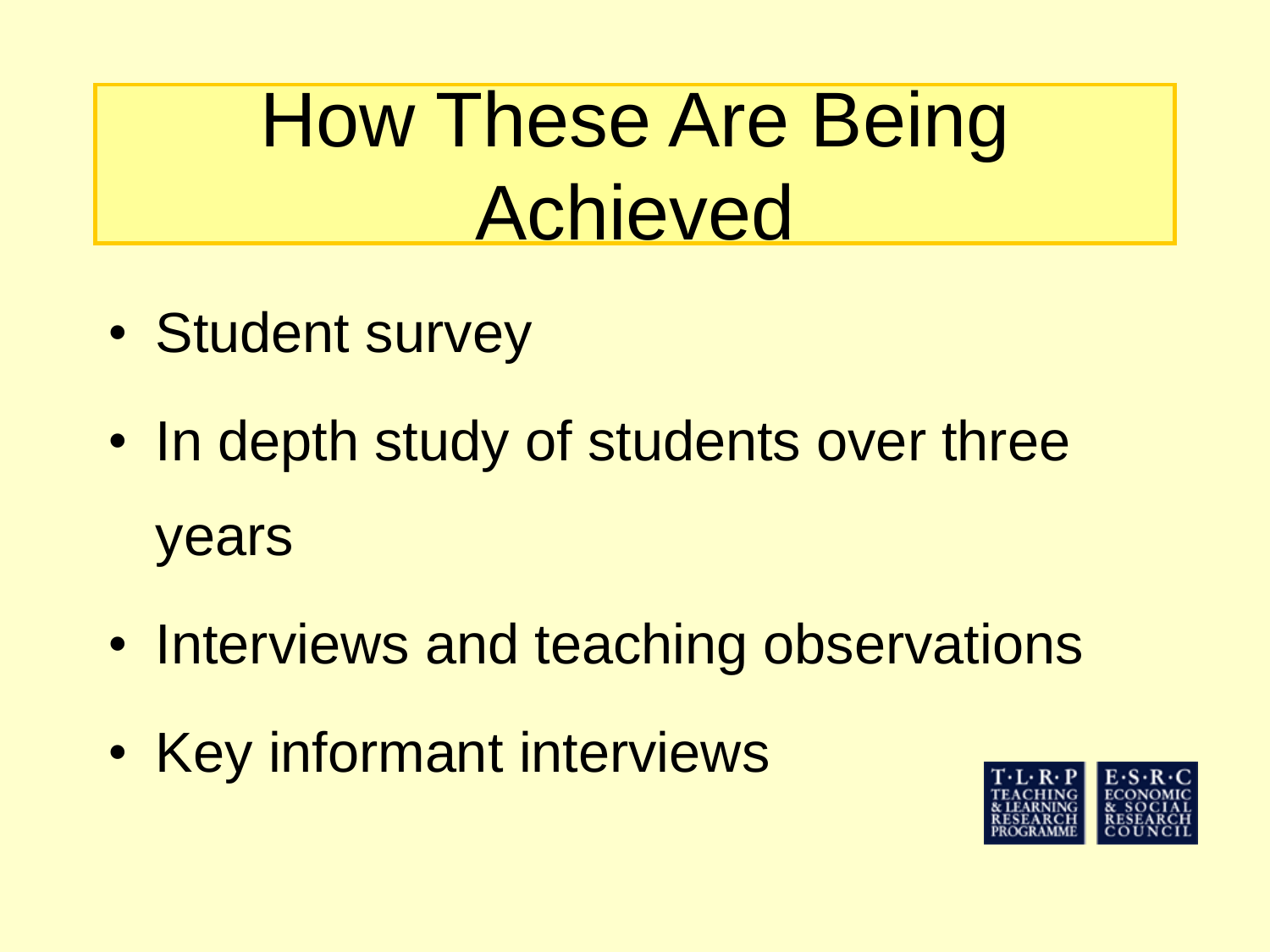# How These Are Being Achieved

- Student survey
- In depth study of students over three years
- Interviews and teaching observations
- Key informant interviews

T·L·R·P TEACHING & LEARNING RESEARCH PROGRAMME

E·S·R·C ECONOMIC & SOCIAL RESEARCH COUNCIL